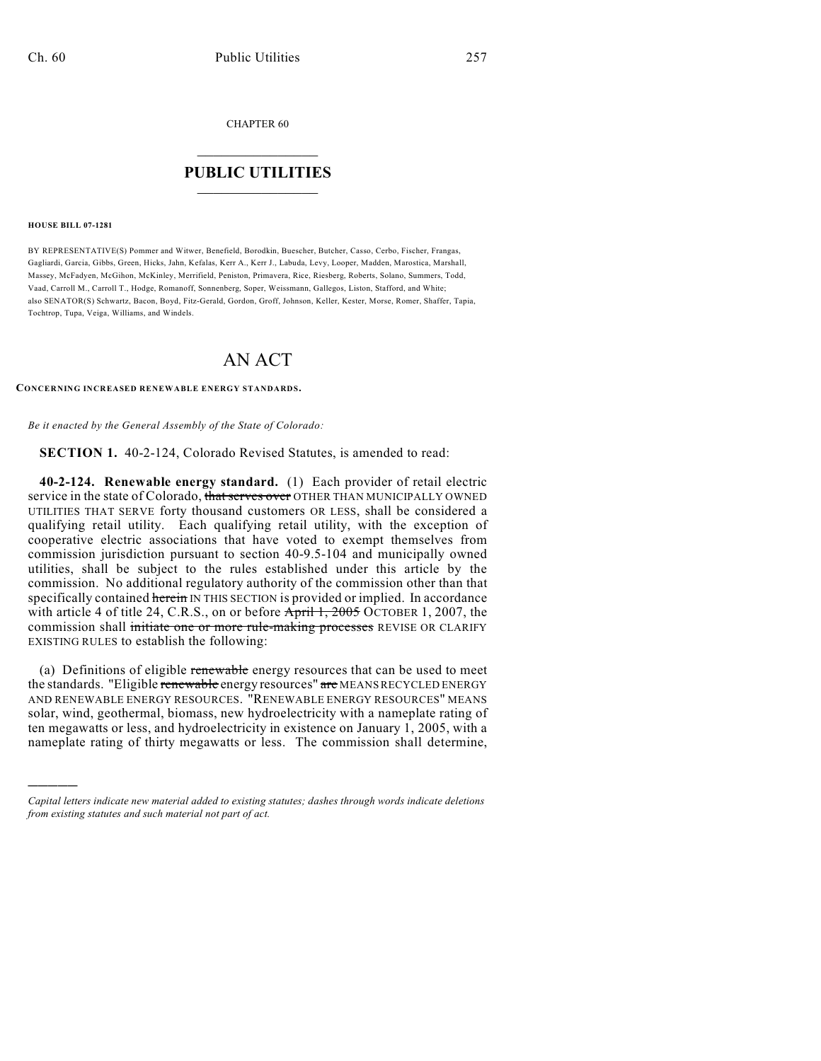CHAPTER 60

# PUBLIC UTILITIES

**HOUSE BILL 07-1281**

BY REPRESENTATIVE(S) Pommer and Witwer, Benefield, Borodkin, Buescher, Butcher, Casso, Cerbo, Fischer, Frangas, Gagliardi, Garcia, Gibbs, Green, Hicks, Jahn, Kefalas, Kerr A., Kerr J., Labuda, Levy, Looper, Madden, Marostica, Marshall, Massey, McFadyen, McGihon, McKinley, Merrifield, Peniston, Primavera, Rice, Riesberg, Roberts, Solano, Summers, Todd, Vaad, Carroll M., Carroll T., Hodge, Romanoff, Sonnenberg, Soper, Weissmann, Gallegos, Liston, Stafford, and White; also SENATOR(S) Schwartz, Bacon, Boyd, Fitz-Gerald, Gordon, Groff, Johnson, Keller, Kester, Morse, Romer, Shaffer, Tapia, Tochtrop, Tupa, Veiga, Williams, and Windels.

# AN ACT

**CONCERNING INCREASED RENEWABLE ENERGY STANDARDS.**

*Be it enacted by the General Assembly of the State of Colorado:*

**SECTION 1.** 40-2-124, Colorado Revised Statutes, is amended to read:

**40-2-124. Renewable energy standard.** (1) Each provider of retail electric service in the state of Colorado, ~~that serves over~~ OTHER THAN MUNICIPALLY OWNED UTILITIES THAT SERVE forty thousand customers OR LESS, shall be considered a qualifying retail utility. Each qualifying retail utility, with the exception of cooperative electric associations that have voted to exempt themselves from commission jurisdiction pursuant to section 40-9.5-104 and municipally owned utilities, shall be subject to the rules established under this article by the commission. No additional regulatory authority of the commission other than that specifically contained ~~herein~~ IN THIS SECTION is provided or implied. In accordance with article 4 of title 24, C.R.S., on or before ~~April 1, 2005~~ OCTOBER 1, 2007, the commission shall ~~initiate one or more rule-making processes~~ REVISE OR CLARIFY EXISTING RULES to establish the following:

(a) Definitions of eligible ~~renewable~~ energy resources that can be used to meet the standards. "Eligible ~~renewable~~ energy resources" ~~are~~ MEANS RECYCLED ENERGY AND RENEWABLE ENERGY RESOURCES. "RENEWABLE ENERGY RESOURCES" MEANS solar, wind, geothermal, biomass, new hydroelectricity with a nameplate rating of ten megawatts or less, and hydroelectricity in existence on January 1, 2005, with a nameplate rating of thirty megawatts or less. The commission shall determine,

---

*Capital letters indicate new material added to existing statutes; dashes through words indicate deletions from existing statutes and such material not part of act.*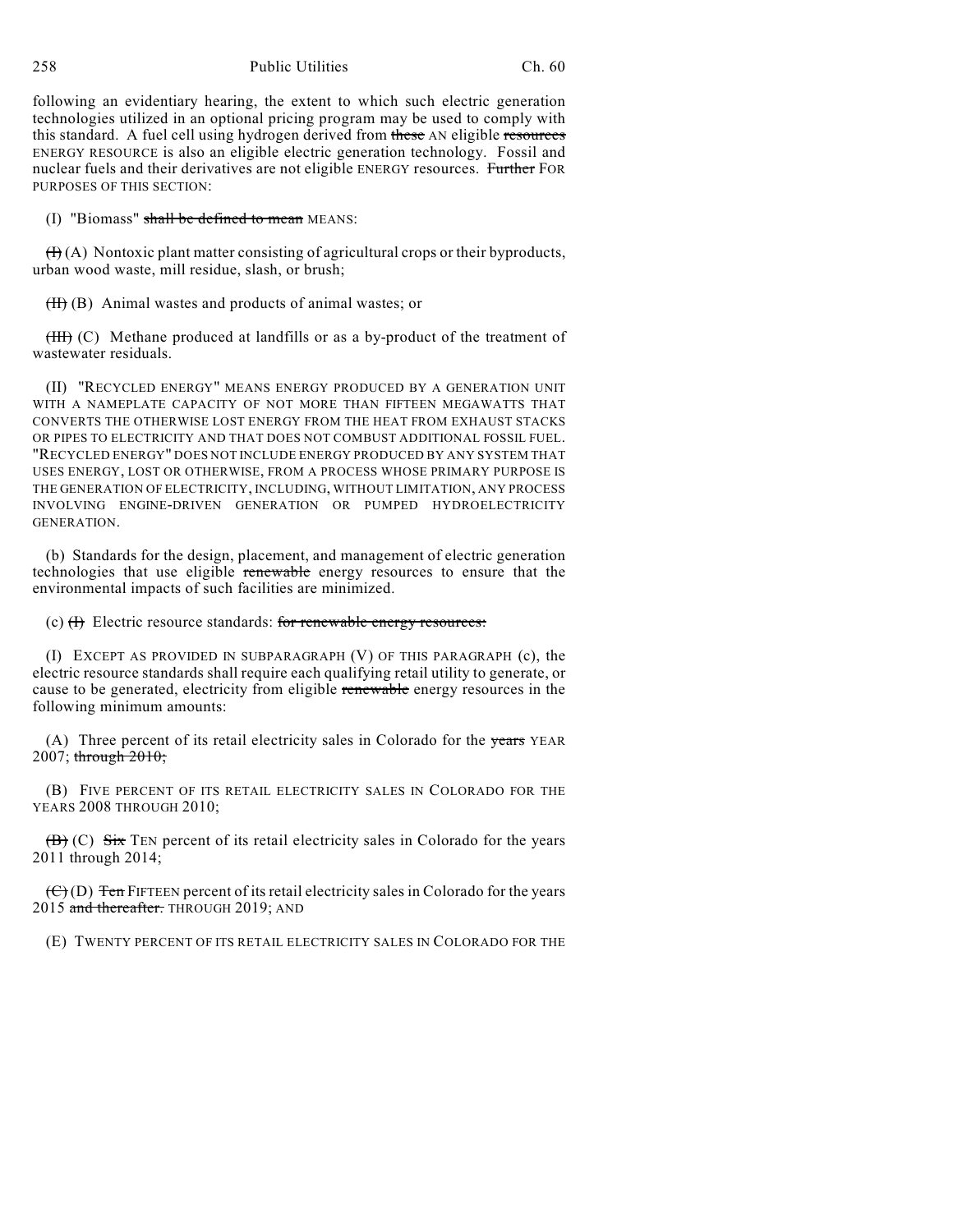following an evidentiary hearing, the extent to which such electric generation technologies utilized in an optional pricing program may be used to comply with this standard. A fuel cell using hydrogen derived from ~~these~~ AN eligible ~~resources~~ ENERGY RESOURCE is also an eligible electric generation technology. Fossil and nuclear fuels and their derivatives are not eligible ENERGY resources. ~~Further~~ FOR PURPOSES OF THIS SECTION:

(I) "Biomass" ~~shall be defined to mean~~ MEANS:

~~(I)~~ (A) Nontoxic plant matter consisting of agricultural crops or their byproducts, urban wood waste, mill residue, slash, or brush;

~~(II)~~ (B) Animal wastes and products of animal wastes; or

~~(III)~~ (C) Methane produced at landfills or as a by-product of the treatment of wastewater residuals.

(II) "RECYCLED ENERGY" MEANS ENERGY PRODUCED BY A GENERATION UNIT WITH A NAMEPLATE CAPACITY OF NOT MORE THAN FIFTEEN MEGAWATTS THAT CONVERTS THE OTHERWISE LOST ENERGY FROM THE HEAT FROM EXHAUST STACKS OR PIPES TO ELECTRICITY AND THAT DOES NOT COMBUST ADDITIONAL FOSSIL FUEL. "RECYCLED ENERGY" DOES NOT INCLUDE ENERGY PRODUCED BY ANY SYSTEM THAT USES ENERGY, LOST OR OTHERWISE, FROM A PROCESS WHOSE PRIMARY PURPOSE IS THE GENERATION OF ELECTRICITY, INCLUDING, WITHOUT LIMITATION, ANY PROCESS INVOLVING ENGINE-DRIVEN GENERATION OR PUMPED HYDROELECTRICITY GENERATION.

(b) Standards for the design, placement, and management of electric generation technologies that use eligible ~~renewable~~ energy resources to ensure that the environmental impacts of such facilities are minimized.

(c) ~~(I)~~ Electric resource standards: ~~for renewable energy resources:~~

(I) EXCEPT AS PROVIDED IN SUBPARAGRAPH (V) OF THIS PARAGRAPH (c), the electric resource standards shall require each qualifying retail utility to generate, or cause to be generated, electricity from eligible ~~renewable~~ energy resources in the following minimum amounts:

(A) Three percent of its retail electricity sales in Colorado for the ~~years~~ YEAR 2007; ~~through 2010;~~

(B) FIVE PERCENT OF ITS RETAIL ELECTRICITY SALES IN COLORADO FOR THE YEARS 2008 THROUGH 2010;

~~(B)~~ (C) ~~Six~~ TEN percent of its retail electricity sales in Colorado for the years 2011 through 2014;

~~(C)~~ (D) ~~Ten~~ FIFTEEN percent of its retail electricity sales in Colorado for the years 2015 ~~and thereafter.~~ THROUGH 2019; AND

(E) TWENTY PERCENT OF ITS RETAIL ELECTRICITY SALES IN COLORADO FOR THE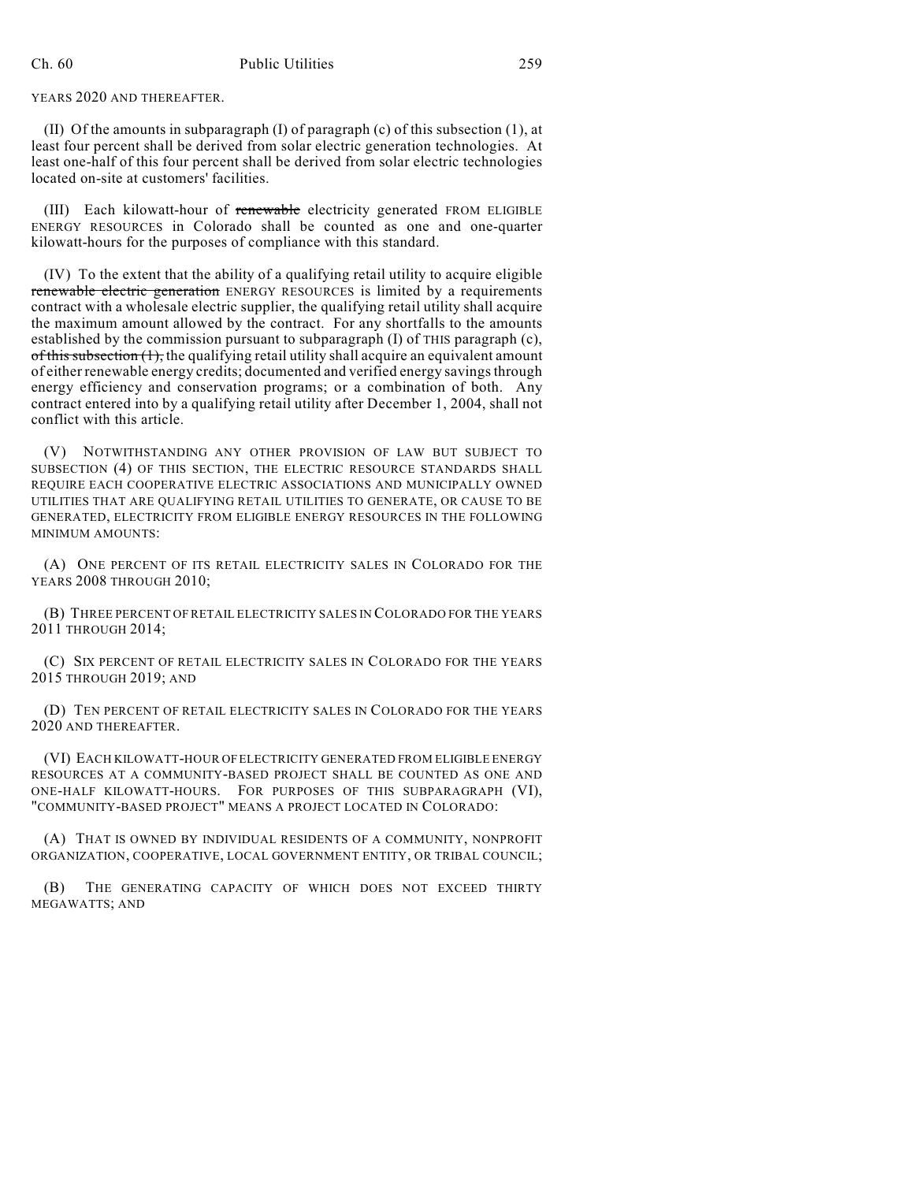YEARS 2020 AND THEREAFTER.

(II) Of the amounts in subparagraph (I) of paragraph (c) of this subsection (1), at least four percent shall be derived from solar electric generation technologies. At least one-half of this four percent shall be derived from solar electric technologies located on-site at customers' facilities.

(III) Each kilowatt-hour of ~~renewable~~ electricity generated FROM ELIGIBLE ENERGY RESOURCES in Colorado shall be counted as one and one-quarter kilowatt-hours for the purposes of compliance with this standard.

(IV) To the extent that the ability of a qualifying retail utility to acquire eligible ~~renewable electric generation~~ ENERGY RESOURCES is limited by a requirements contract with a wholesale electric supplier, the qualifying retail utility shall acquire the maximum amount allowed by the contract. For any shortfalls to the amounts established by the commission pursuant to subparagraph (I) of THIS paragraph (c), ~~of this subsection (1),~~ the qualifying retail utility shall acquire an equivalent amount of either renewable energy credits; documented and verified energy savings through energy efficiency and conservation programs; or a combination of both. Any contract entered into by a qualifying retail utility after December 1, 2004, shall not conflict with this article.

(V) NOTWITHSTANDING ANY OTHER PROVISION OF LAW BUT SUBJECT TO SUBSECTION (4) OF THIS SECTION, THE ELECTRIC RESOURCE STANDARDS SHALL REQUIRE EACH COOPERATIVE ELECTRIC ASSOCIATIONS AND MUNICIPALLY OWNED UTILITIES THAT ARE QUALIFYING RETAIL UTILITIES TO GENERATE, OR CAUSE TO BE GENERATED, ELECTRICITY FROM ELIGIBLE ENERGY RESOURCES IN THE FOLLOWING MINIMUM AMOUNTS:

(A) ONE PERCENT OF ITS RETAIL ELECTRICITY SALES IN COLORADO FOR THE YEARS 2008 THROUGH 2010;

(B) THREE PERCENT OF RETAIL ELECTRICITY SALES IN COLORADO FOR THE YEARS 2011 THROUGH 2014;

(C) SIX PERCENT OF RETAIL ELECTRICITY SALES IN COLORADO FOR THE YEARS 2015 THROUGH 2019; AND

(D) TEN PERCENT OF RETAIL ELECTRICITY SALES IN COLORADO FOR THE YEARS 2020 AND THEREAFTER.

(VI) EACH KILOWATT-HOUR OF ELECTRICITY GENERATED FROM ELIGIBLE ENERGY RESOURCES AT A COMMUNITY-BASED PROJECT SHALL BE COUNTED AS ONE AND ONE-HALF KILOWATT-HOURS. FOR PURPOSES OF THIS SUBPARAGRAPH (VI), "COMMUNITY-BASED PROJECT" MEANS A PROJECT LOCATED IN COLORADO:

(A) THAT IS OWNED BY INDIVIDUAL RESIDENTS OF A COMMUNITY, NONPROFIT ORGANIZATION, COOPERATIVE, LOCAL GOVERNMENT ENTITY, OR TRIBAL COUNCIL;

(B) THE GENERATING CAPACITY OF WHICH DOES NOT EXCEED THIRTY MEGAWATTS; AND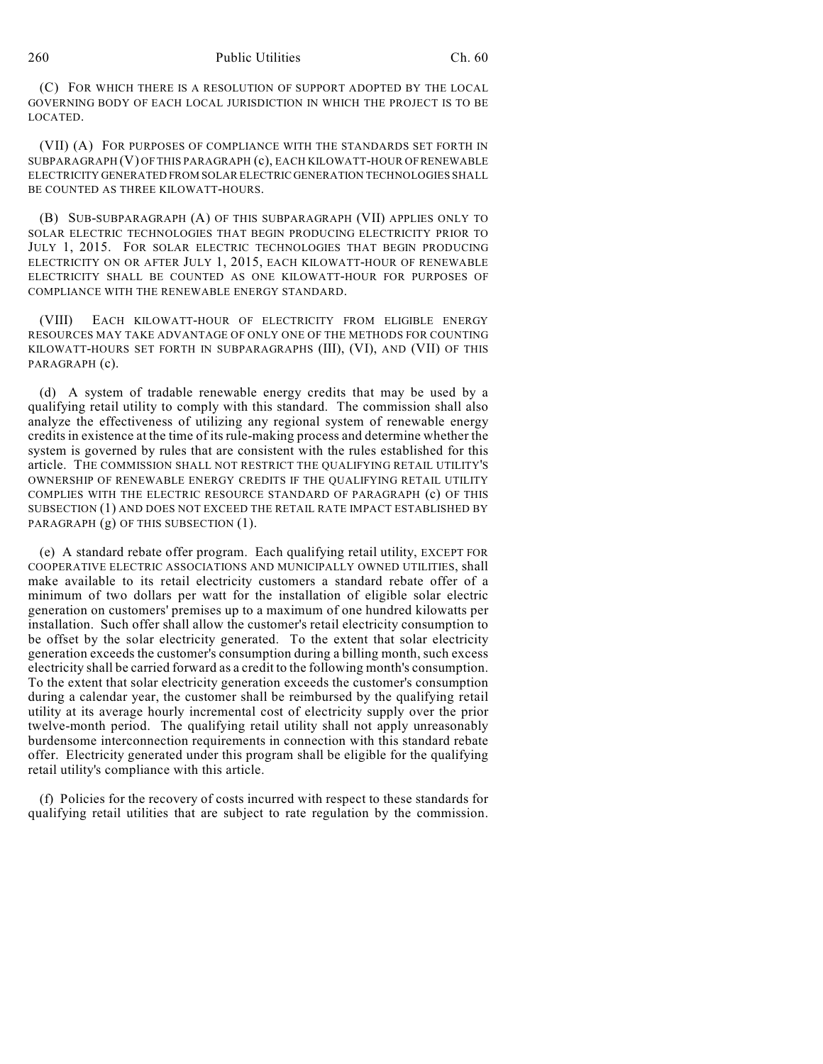(C) FOR WHICH THERE IS A RESOLUTION OF SUPPORT ADOPTED BY THE LOCAL GOVERNING BODY OF EACH LOCAL JURISDICTION IN WHICH THE PROJECT IS TO BE LOCATED.

(VII) (A) FOR PURPOSES OF COMPLIANCE WITH THE STANDARDS SET FORTH IN SUBPARAGRAPH (V) OF THIS PARAGRAPH (c), EACH KILOWATT-HOUR OF RENEWABLE ELECTRICITY GENERATED FROM SOLAR ELECTRIC GENERATION TECHNOLOGIES SHALL BE COUNTED AS THREE KILOWATT-HOURS.

(B) SUB-SUBPARAGRAPH (A) OF THIS SUBPARAGRAPH (VII) APPLIES ONLY TO SOLAR ELECTRIC TECHNOLOGIES THAT BEGIN PRODUCING ELECTRICITY PRIOR TO JULY 1, 2015. FOR SOLAR ELECTRIC TECHNOLOGIES THAT BEGIN PRODUCING ELECTRICITY ON OR AFTER JULY 1, 2015, EACH KILOWATT-HOUR OF RENEWABLE ELECTRICITY SHALL BE COUNTED AS ONE KILOWATT-HOUR FOR PURPOSES OF COMPLIANCE WITH THE RENEWABLE ENERGY STANDARD.

(VIII) EACH KILOWATT-HOUR OF ELECTRICITY FROM ELIGIBLE ENERGY RESOURCES MAY TAKE ADVANTAGE OF ONLY ONE OF THE METHODS FOR COUNTING KILOWATT-HOURS SET FORTH IN SUBPARAGRAPHS (III), (VI), AND (VII) OF THIS PARAGRAPH (c).

(d) A system of tradable renewable energy credits that may be used by a qualifying retail utility to comply with this standard. The commission shall also analyze the effectiveness of utilizing any regional system of renewable energy credits in existence at the time of its rule-making process and determine whether the system is governed by rules that are consistent with the rules established for this article. THE COMMISSION SHALL NOT RESTRICT THE QUALIFYING RETAIL UTILITY'S OWNERSHIP OF RENEWABLE ENERGY CREDITS IF THE QUALIFYING RETAIL UTILITY COMPLIES WITH THE ELECTRIC RESOURCE STANDARD OF PARAGRAPH (c) OF THIS SUBSECTION (1) AND DOES NOT EXCEED THE RETAIL RATE IMPACT ESTABLISHED BY PARAGRAPH (g) OF THIS SUBSECTION (1).

(e) A standard rebate offer program. Each qualifying retail utility, EXCEPT FOR COOPERATIVE ELECTRIC ASSOCIATIONS AND MUNICIPALLY OWNED UTILITIES, shall make available to its retail electricity customers a standard rebate offer of a minimum of two dollars per watt for the installation of eligible solar electric generation on customers' premises up to a maximum of one hundred kilowatts per installation. Such offer shall allow the customer's retail electricity consumption to be offset by the solar electricity generated. To the extent that solar electricity generation exceeds the customer's consumption during a billing month, such excess electricity shall be carried forward as a credit to the following month's consumption. To the extent that solar electricity generation exceeds the customer's consumption during a calendar year, the customer shall be reimbursed by the qualifying retail utility at its average hourly incremental cost of electricity supply over the prior twelve-month period. The qualifying retail utility shall not apply unreasonably burdensome interconnection requirements in connection with this standard rebate offer. Electricity generated under this program shall be eligible for the qualifying retail utility's compliance with this article.

(f) Policies for the recovery of costs incurred with respect to these standards for qualifying retail utilities that are subject to rate regulation by the commission.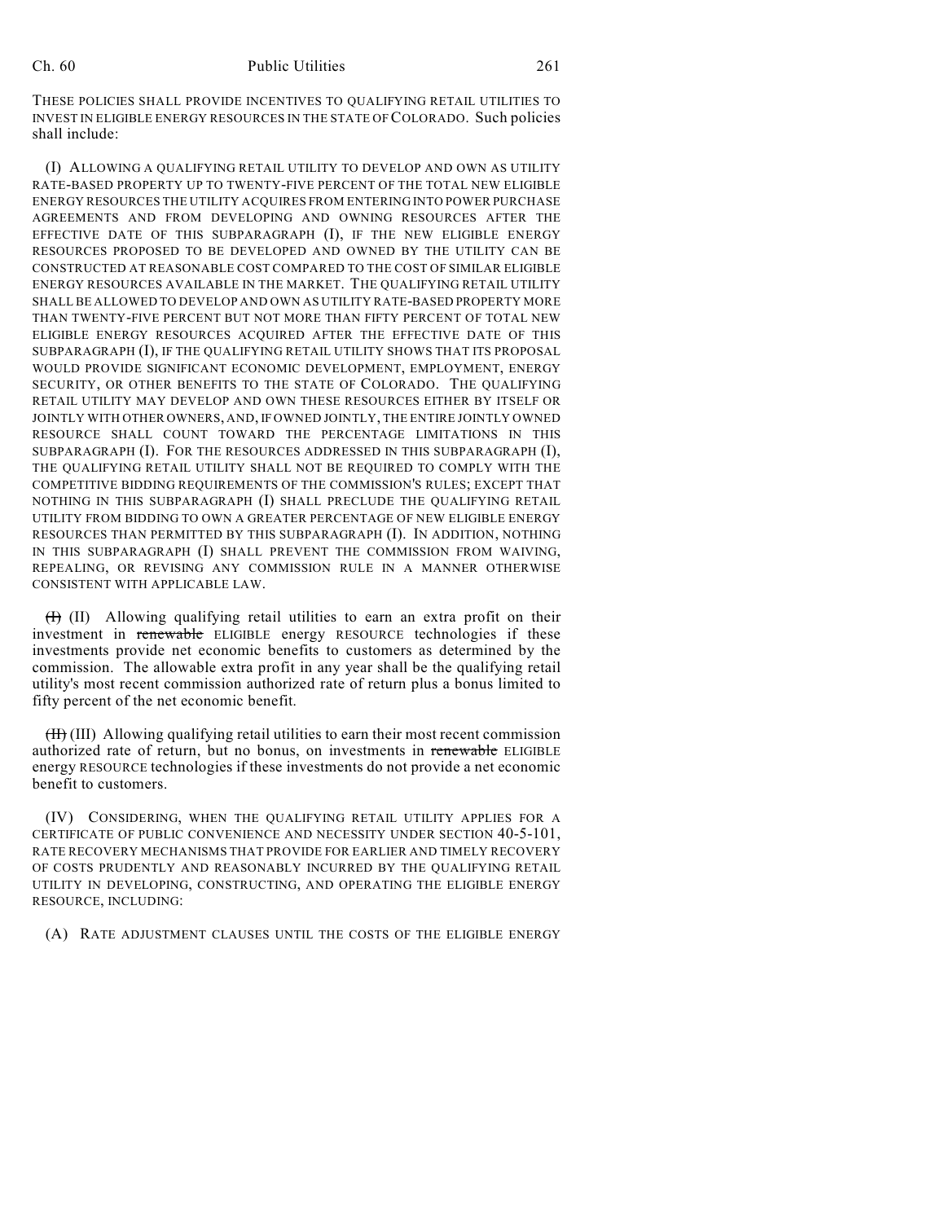THESE POLICIES SHALL PROVIDE INCENTIVES TO QUALIFYING RETAIL UTILITIES TO INVEST IN ELIGIBLE ENERGY RESOURCES IN THE STATE OF COLORADO. Such policies shall include:

(I) ALLOWING A QUALIFYING RETAIL UTILITY TO DEVELOP AND OWN AS UTILITY RATE-BASED PROPERTY UP TO TWENTY-FIVE PERCENT OF THE TOTAL NEW ELIGIBLE ENERGY RESOURCES THE UTILITY ACQUIRES FROM ENTERING INTO POWER PURCHASE AGREEMENTS AND FROM DEVELOPING AND OWNING RESOURCES AFTER THE EFFECTIVE DATE OF THIS SUBPARAGRAPH (I), IF THE NEW ELIGIBLE ENERGY RESOURCES PROPOSED TO BE DEVELOPED AND OWNED BY THE UTILITY CAN BE CONSTRUCTED AT REASONABLE COST COMPARED TO THE COST OF SIMILAR ELIGIBLE ENERGY RESOURCES AVAILABLE IN THE MARKET. THE QUALIFYING RETAIL UTILITY SHALL BE ALLOWED TO DEVELOP AND OWN AS UTILITY RATE-BASED PROPERTY MORE THAN TWENTY-FIVE PERCENT BUT NOT MORE THAN FIFTY PERCENT OF TOTAL NEW ELIGIBLE ENERGY RESOURCES ACQUIRED AFTER THE EFFECTIVE DATE OF THIS SUBPARAGRAPH (I), IF THE QUALIFYING RETAIL UTILITY SHOWS THAT ITS PROPOSAL WOULD PROVIDE SIGNIFICANT ECONOMIC DEVELOPMENT, EMPLOYMENT, ENERGY SECURITY, OR OTHER BENEFITS TO THE STATE OF COLORADO. THE QUALIFYING RETAIL UTILITY MAY DEVELOP AND OWN THESE RESOURCES EITHER BY ITSELF OR JOINTLY WITH OTHER OWNERS, AND, IF OWNED JOINTLY, THE ENTIRE JOINTLY OWNED RESOURCE SHALL COUNT TOWARD THE PERCENTAGE LIMITATIONS IN THIS SUBPARAGRAPH (I). FOR THE RESOURCES ADDRESSED IN THIS SUBPARAGRAPH (I), THE QUALIFYING RETAIL UTILITY SHALL NOT BE REQUIRED TO COMPLY WITH THE COMPETITIVE BIDDING REQUIREMENTS OF THE COMMISSION'S RULES; EXCEPT THAT NOTHING IN THIS SUBPARAGRAPH (I) SHALL PRECLUDE THE QUALIFYING RETAIL UTILITY FROM BIDDING TO OWN A GREATER PERCENTAGE OF NEW ELIGIBLE ENERGY RESOURCES THAN PERMITTED BY THIS SUBPARAGRAPH (I). IN ADDITION, NOTHING IN THIS SUBPARAGRAPH (I) SHALL PREVENT THE COMMISSION FROM WAIVING, REPEALING, OR REVISING ANY COMMISSION RULE IN A MANNER OTHERWISE CONSISTENT WITH APPLICABLE LAW.

~~(I)~~ (II) Allowing qualifying retail utilities to earn an extra profit on their investment in ~~renewable~~ ELIGIBLE energy RESOURCE technologies if these investments provide net economic benefits to customers as determined by the commission. The allowable extra profit in any year shall be the qualifying retail utility's most recent commission authorized rate of return plus a bonus limited to fifty percent of the net economic benefit.

~~(II)~~ (III) Allowing qualifying retail utilities to earn their most recent commission authorized rate of return, but no bonus, on investments in ~~renewable~~ ELIGIBLE energy RESOURCE technologies if these investments do not provide a net economic benefit to customers.

(IV) CONSIDERING, WHEN THE QUALIFYING RETAIL UTILITY APPLIES FOR A CERTIFICATE OF PUBLIC CONVENIENCE AND NECESSITY UNDER SECTION 40-5-101, RATE RECOVERY MECHANISMS THAT PROVIDE FOR EARLIER AND TIMELY RECOVERY OF COSTS PRUDENTLY AND REASONABLY INCURRED BY THE QUALIFYING RETAIL UTILITY IN DEVELOPING, CONSTRUCTING, AND OPERATING THE ELIGIBLE ENERGY RESOURCE, INCLUDING:

(A) RATE ADJUSTMENT CLAUSES UNTIL THE COSTS OF THE ELIGIBLE ENERGY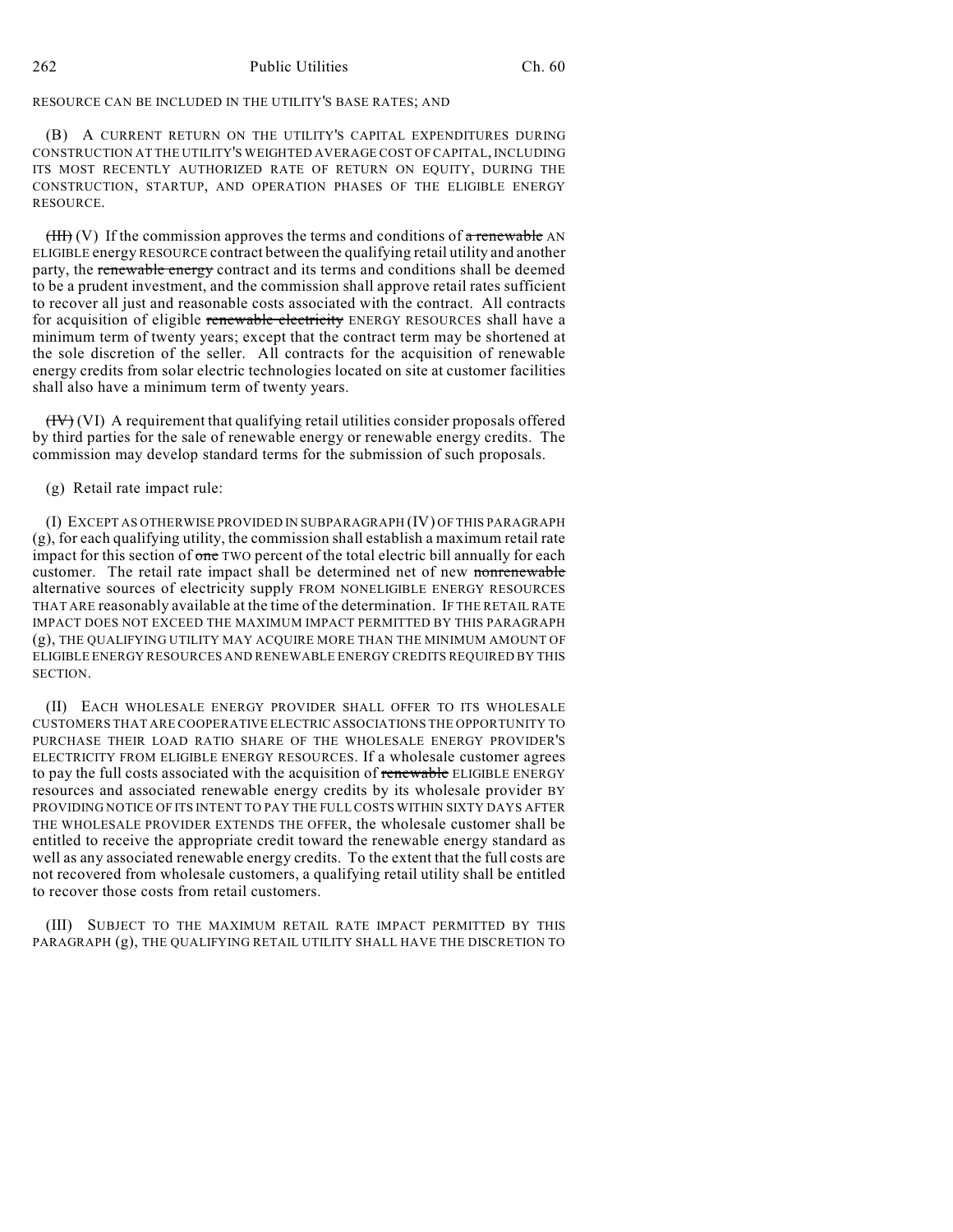RESOURCE CAN BE INCLUDED IN THE UTILITY'S BASE RATES; AND

(B) A CURRENT RETURN ON THE UTILITY'S CAPITAL EXPENDITURES DURING CONSTRUCTION AT THE UTILITY'S WEIGHTED AVERAGE COST OF CAPITAL, INCLUDING ITS MOST RECENTLY AUTHORIZED RATE OF RETURN ON EQUITY, DURING THE CONSTRUCTION, STARTUP, AND OPERATION PHASES OF THE ELIGIBLE ENERGY RESOURCE.

~~(III)~~ (V) If the commission approves the terms and conditions of ~~a renewable~~ AN ELIGIBLE energy RESOURCE contract between the qualifying retail utility and another party, the ~~renewable energy~~ contract and its terms and conditions shall be deemed to be a prudent investment, and the commission shall approve retail rates sufficient to recover all just and reasonable costs associated with the contract. All contracts for acquisition of eligible ~~renewable electricity~~ ENERGY RESOURCES shall have a minimum term of twenty years; except that the contract term may be shortened at the sole discretion of the seller. All contracts for the acquisition of renewable energy credits from solar electric technologies located on site at customer facilities shall also have a minimum term of twenty years.

~~(IV)~~ (VI) A requirement that qualifying retail utilities consider proposals offered by third parties for the sale of renewable energy or renewable energy credits. The commission may develop standard terms for the submission of such proposals.

(g) Retail rate impact rule:

(I) EXCEPT AS OTHERWISE PROVIDED IN SUBPARAGRAPH (IV) OF THIS PARAGRAPH (g), for each qualifying utility, the commission shall establish a maximum retail rate impact for this section of ~~one~~ TWO percent of the total electric bill annually for each customer. The retail rate impact shall be determined net of new ~~nonrenewable~~ alternative sources of electricity supply FROM NONELIGIBLE ENERGY RESOURCES THAT ARE reasonably available at the time of the determination. IF THE RETAIL RATE IMPACT DOES NOT EXCEED THE MAXIMUM IMPACT PERMITTED BY THIS PARAGRAPH (g), THE QUALIFYING UTILITY MAY ACQUIRE MORE THAN THE MINIMUM AMOUNT OF ELIGIBLE ENERGY RESOURCES AND RENEWABLE ENERGY CREDITS REQUIRED BY THIS SECTION.

(II) EACH WHOLESALE ENERGY PROVIDER SHALL OFFER TO ITS WHOLESALE CUSTOMERS THAT ARE COOPERATIVE ELECTRIC ASSOCIATIONS THE OPPORTUNITY TO PURCHASE THEIR LOAD RATIO SHARE OF THE WHOLESALE ENERGY PROVIDER'S ELECTRICITY FROM ELIGIBLE ENERGY RESOURCES. If a wholesale customer agrees to pay the full costs associated with the acquisition of ~~renewable~~ ELIGIBLE ENERGY resources and associated renewable energy credits by its wholesale provider BY PROVIDING NOTICE OF ITS INTENT TO PAY THE FULL COSTS WITHIN SIXTY DAYS AFTER THE WHOLESALE PROVIDER EXTENDS THE OFFER, the wholesale customer shall be entitled to receive the appropriate credit toward the renewable energy standard as well as any associated renewable energy credits. To the extent that the full costs are not recovered from wholesale customers, a qualifying retail utility shall be entitled to recover those costs from retail customers.

(III) SUBJECT TO THE MAXIMUM RETAIL RATE IMPACT PERMITTED BY THIS PARAGRAPH (g), THE QUALIFYING RETAIL UTILITY SHALL HAVE THE DISCRETION TO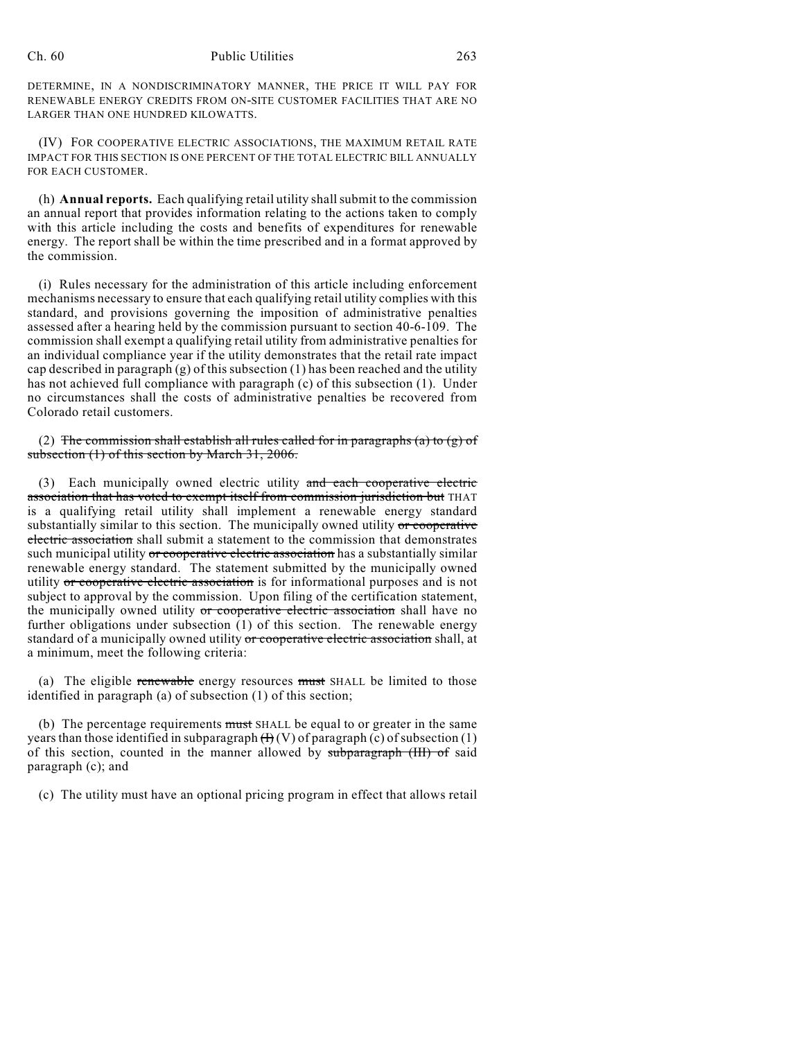DETERMINE, IN A NONDISCRIMINATORY MANNER, THE PRICE IT WILL PAY FOR RENEWABLE ENERGY CREDITS FROM ON-SITE CUSTOMER FACILITIES THAT ARE NO LARGER THAN ONE HUNDRED KILOWATTS.

(IV) FOR COOPERATIVE ELECTRIC ASSOCIATIONS, THE MAXIMUM RETAIL RATE IMPACT FOR THIS SECTION IS ONE PERCENT OF THE TOTAL ELECTRIC BILL ANNUALLY FOR EACH CUSTOMER.

(h) **Annual reports.** Each qualifying retail utility shall submit to the commission an annual report that provides information relating to the actions taken to comply with this article including the costs and benefits of expenditures for renewable energy. The report shall be within the time prescribed and in a format approved by the commission.

(i) Rules necessary for the administration of this article including enforcement mechanisms necessary to ensure that each qualifying retail utility complies with this standard, and provisions governing the imposition of administrative penalties assessed after a hearing held by the commission pursuant to section 40-6-109. The commission shall exempt a qualifying retail utility from administrative penalties for an individual compliance year if the utility demonstrates that the retail rate impact cap described in paragraph (g) of this subsection (1) has been reached and the utility has not achieved full compliance with paragraph (c) of this subsection (1). Under no circumstances shall the costs of administrative penalties be recovered from Colorado retail customers.

(2) ~~The commission shall establish all rules called for in paragraphs (a) to (g) of subsection (1) of this section by March 31, 2006.~~

(3) Each municipally owned electric utility ~~and each cooperative electric association that has voted to exempt itself from commission jurisdiction but~~ THAT is a qualifying retail utility shall implement a renewable energy standard substantially similar to this section. The municipally owned utility ~~or cooperative electric association~~ shall submit a statement to the commission that demonstrates such municipal utility ~~or cooperative electric association~~ has a substantially similar renewable energy standard. The statement submitted by the municipally owned utility ~~or cooperative electric association~~ is for informational purposes and is not subject to approval by the commission. Upon filing of the certification statement, the municipally owned utility ~~or cooperative electric association~~ shall have no further obligations under subsection (1) of this section. The renewable energy standard of a municipally owned utility ~~or cooperative electric association~~ shall, at a minimum, meet the following criteria:

(a) The eligible ~~renewable~~ energy resources ~~must~~ SHALL be limited to those identified in paragraph (a) of subsection (1) of this section;

(b) The percentage requirements ~~must~~ SHALL be equal to or greater in the same years than those identified in subparagraph ~~(I)~~ (V) of paragraph (c) of subsection (1) of this section, counted in the manner allowed by ~~subparagraph (III) of~~ said paragraph (c); and

(c) The utility must have an optional pricing program in effect that allows retail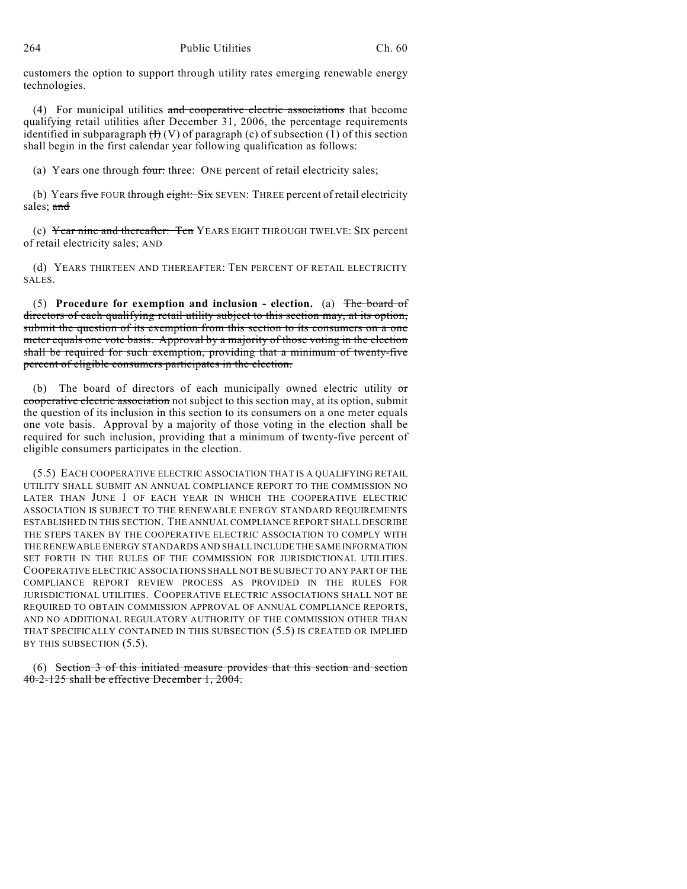customers the option to support through utility rates emerging renewable energy technologies.

(4) For municipal utilities ~~and cooperative electric associations~~ that become qualifying retail utilities after December 31, 2006, the percentage requirements identified in subparagraph ~~(I)~~ (V) of paragraph (c) of subsection (1) of this section shall begin in the first calendar year following qualification as follows:

(a) Years one through ~~four:~~ three: ONE percent of retail electricity sales;

(b) Years ~~five~~ FOUR through ~~eight: Six~~ SEVEN: THREE percent of retail electricity sales; ~~and~~

(c) ~~Year nine and thereafter: Ten~~ YEARS EIGHT THROUGH TWELVE: SIX percent of retail electricity sales; AND

(d) YEARS THIRTEEN AND THEREAFTER: TEN PERCENT OF RETAIL ELECTRICITY SALES.

(5) **Procedure for exemption and inclusion - election.** (a) ~~The board of directors of each qualifying retail utility subject to this section may, at its option, submit the question of its exemption from this section to its consumers on a one meter equals one vote basis. Approval by a majority of those voting in the election shall be required for such exemption, providing that a minimum of twenty-five percent of eligible consumers participates in the election.~~

(b) The board of directors of each municipally owned electric utility ~~or cooperative electric association~~ not subject to this section may, at its option, submit the question of its inclusion in this section to its consumers on a one meter equals one vote basis. Approval by a majority of those voting in the election shall be required for such inclusion, providing that a minimum of twenty-five percent of eligible consumers participates in the election.

(5.5) EACH COOPERATIVE ELECTRIC ASSOCIATION THAT IS A QUALIFYING RETAIL UTILITY SHALL SUBMIT AN ANNUAL COMPLIANCE REPORT TO THE COMMISSION NO LATER THAN JUNE 1 OF EACH YEAR IN WHICH THE COOPERATIVE ELECTRIC ASSOCIATION IS SUBJECT TO THE RENEWABLE ENERGY STANDARD REQUIREMENTS ESTABLISHED IN THIS SECTION. THE ANNUAL COMPLIANCE REPORT SHALL DESCRIBE THE STEPS TAKEN BY THE COOPERATIVE ELECTRIC ASSOCIATION TO COMPLY WITH THE RENEWABLE ENERGY STANDARDS AND SHALL INCLUDE THE SAME INFORMATION SET FORTH IN THE RULES OF THE COMMISSION FOR JURISDICTIONAL UTILITIES. COOPERATIVE ELECTRIC ASSOCIATIONS SHALL NOT BE SUBJECT TO ANY PART OF THE COMPLIANCE REPORT REVIEW PROCESS AS PROVIDED IN THE RULES FOR JURISDICTIONAL UTILITIES. COOPERATIVE ELECTRIC ASSOCIATIONS SHALL NOT BE REQUIRED TO OBTAIN COMMISSION APPROVAL OF ANNUAL COMPLIANCE REPORTS, AND NO ADDITIONAL REGULATORY AUTHORITY OF THE COMMISSION OTHER THAN THAT SPECIFICALLY CONTAINED IN THIS SUBSECTION (5.5) IS CREATED OR IMPLIED BY THIS SUBSECTION (5.5).

(6) ~~Section 3 of this initiated measure provides that this section and section 40-2-125 shall be effective December 1, 2004.~~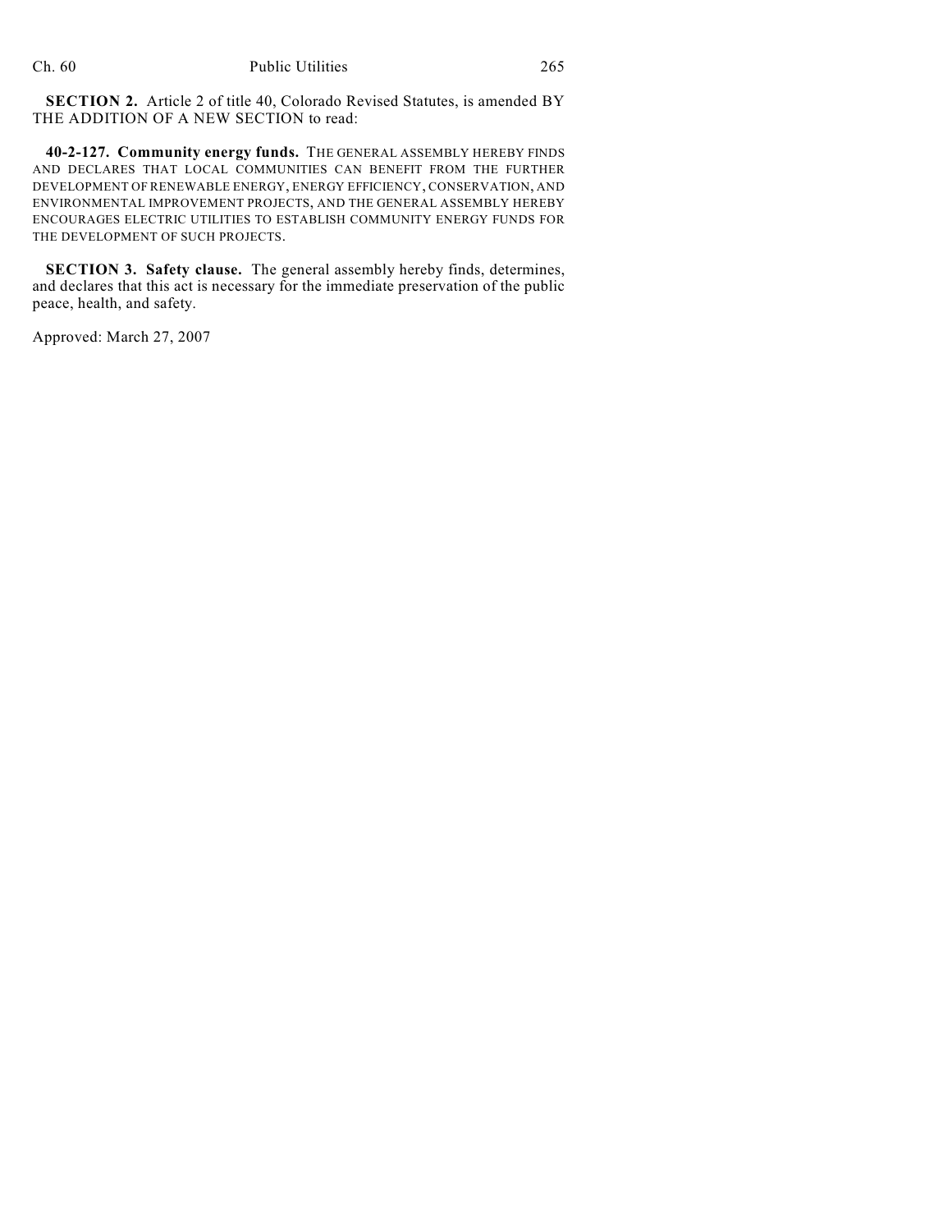**SECTION 2.** Article 2 of title 40, Colorado Revised Statutes, is amended BY THE ADDITION OF A NEW SECTION to read:

**40-2-127. Community energy funds.** THE GENERAL ASSEMBLY HEREBY FINDS AND DECLARES THAT LOCAL COMMUNITIES CAN BENEFIT FROM THE FURTHER DEVELOPMENT OF RENEWABLE ENERGY, ENERGY EFFICIENCY, CONSERVATION, AND ENVIRONMENTAL IMPROVEMENT PROJECTS, AND THE GENERAL ASSEMBLY HEREBY ENCOURAGES ELECTRIC UTILITIES TO ESTABLISH COMMUNITY ENERGY FUNDS FOR THE DEVELOPMENT OF SUCH PROJECTS.

**SECTION 3. Safety clause.** The general assembly hereby finds, determines, and declares that this act is necessary for the immediate preservation of the public peace, health, and safety.

Approved: March 27, 2007